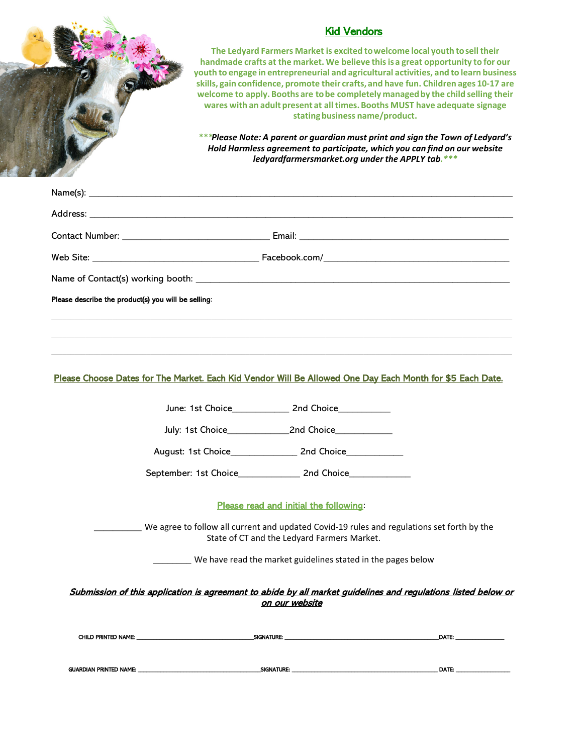## Kid Vendors

**The Ledyard Farmers Market is excited to welcome local youth to sell their handmade crafts at the market. We believe this is a great opportunity to for our youth to engage in entrepreneurial and agricultural activities, and to learn business skills, gain confidence, promote their crafts, and have fun. Children ages 10-17 are welcome to apply. Booths are to be completely managed by the child selling their wares with an adult present at all times. Booths MUST have adequate signage stating business name/product.**

***\*\*\*Please Note: A parent or guardian must print and sign the Town of Ledyard's Hold Harmless agreement to participate, which you can find on our website ledyardfarmersmarket.org under the APPLY tab.\*\*\****

Name(s): ______________________________________________________________________________

Address: ______________________________________________________________________________

Contact Number: ____________________________ Email: ________________________________________

Web Site: ________________________________ Facebook.com/____________________________________

Name of Contact(s) working booth: ______________________________________________________________

**Please describe the product(s) you will be selling**:

______________________________________________________________________________________

______________________________________________________________________________________

______________________________________________________________________________________

**Please Choose Dates for The Market. Each Kid Vendor Will Be Allowed One Day Each Month for $5 Each Date.**

June: 1st Choice___________ 2nd Choice__________

July: 1st Choice____________2nd Choice___________

August: 1st Choice_____________ 2nd Choice___________

September: 1st Choice____________ 2nd Choice____________

**Please read and initial the following**:

__________ We agree to follow all current and updated Covid-19 rules and regulations set forth by the State of CT and the Ledyard Farmers Market.

________ We have read the market guidelines stated in the pages below

***Submission of this application is agreement to abide by all market guidelines and regulations listed below or on our website***

CHILD PRINTED NAME: ______________________________ SIGNATURE: ________________________________________ DATE: _____________

GUARDIAN PRINTED NAME: ________________________________ SIGNATURE: ______________________________________ DATE: ______________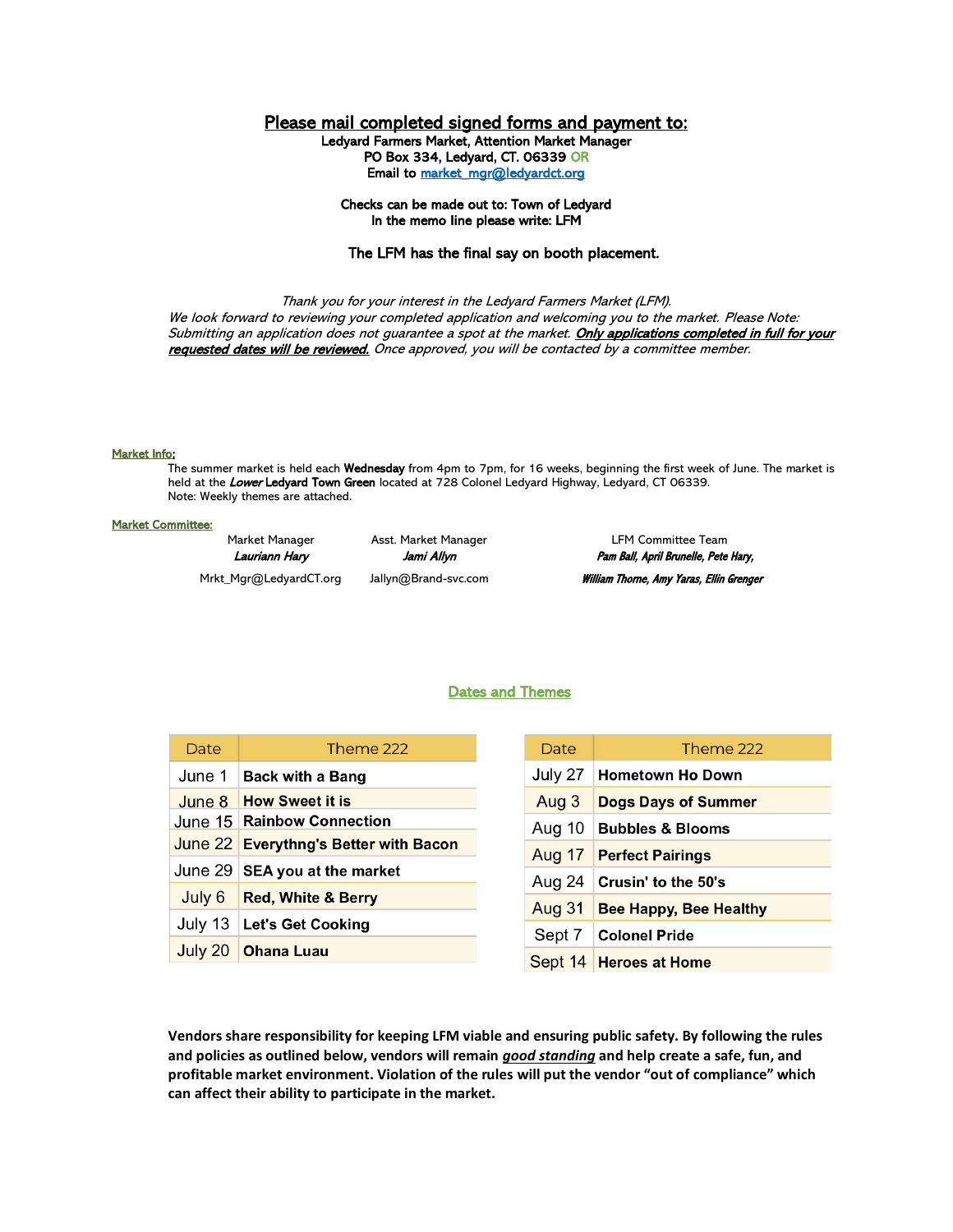## Please mail completed signed forms and payment to:

**Ledyard Farmers Market, Attention Market Manager**
**PO Box 334, Ledyard, CT. 06339 OR**
**Email to market_mgr@ledyardct.org**

**Checks can be made out to: Town of Ledyard**
**In the memo line please write: LFM**

**The LFM has the final say on booth placement.**

*Thank you for your interest in the Ledyard Farmers Market (LFM).*
*We look forward to reviewing your completed application and welcoming you to the market. Please Note: Submitting an application does not guarantee a spot at the market. **Only applications completed in full for your requested dates will be reviewed.** Once approved, you will be contacted by a committee member.*

**Market Info:**

The summer market is held each **Wednesday** from 4pm to 7pm, for 16 weeks, beginning the first week of June. The market is held at the ***Lower*** **Ledyard Town Green** located at 728 Colonel Ledyard Highway, Ledyard, CT 06339.
Note: Weekly themes are attached.

**Market Committee:**

| Market Manager | Asst. Market Manager | LFM Committee Team |
|---|---|---|
| ***Lauriann Hary*** | ***Jami Allyn*** | ***Pam Ball, April Brunelle, Pete Hary,*** |
| Mrkt_Mgr@LedyardCT.org | Jallyn@Brand-svc.com | ***William Thorne, Amy Yaras, Ellin Grenger*** |

## Dates and Themes

| Date | Theme 222 |
|---|---|
| June 1 | **Back with a Bang** |
| June 8 | **How Sweet it is** |
| June 15 | **Rainbow Connection** |
| June 22 | **Everythng's Better with Bacon** |
| June 29 | **SEA you at the market** |
| July 6 | **Red, White & Berry** |
| July 13 | **Let's Get Cooking** |
| July 20 | **Ohana Luau** |

| Date | Theme 222 |
|---|---|
| July 27 | **Hometown Ho Down** |
| Aug 3 | **Dogs Days of Summer** |
| Aug 10 | **Bubbles & Blooms** |
| Aug 17 | **Perfect Pairings** |
| Aug 24 | **Crusin' to the 50's** |
| Aug 31 | **Bee Happy, Bee Healthy** |
| Sept 7 | **Colonel Pride** |
| Sept 14 | **Heroes at Home** |

**Vendors share responsibility for keeping LFM viable and ensuring public safety. By following the rules and policies as outlined below, vendors will remain *good standing* and help create a safe, fun, and profitable market environment. Violation of the rules will put the vendor "out of compliance" which can affect their ability to participate in the market.**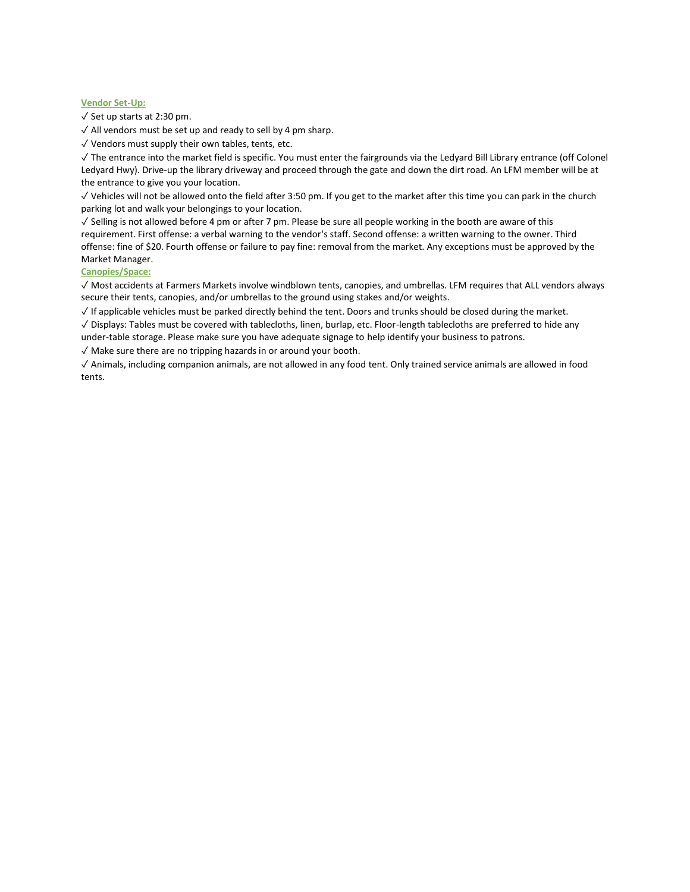**Vendor Set-Up:**

✓ Set up starts at 2:30 pm.

✓ All vendors must be set up and ready to sell by 4 pm sharp.

✓ Vendors must supply their own tables, tents, etc.

✓ The entrance into the market field is specific. You must enter the fairgrounds via the Ledyard Bill Library entrance (off Colonel Ledyard Hwy). Drive-up the library driveway and proceed through the gate and down the dirt road. An LFM member will be at the entrance to give you your location.

✓ Vehicles will not be allowed onto the field after 3:50 pm. If you get to the market after this time you can park in the church parking lot and walk your belongings to your location.

✓ Selling is not allowed before 4 pm or after 7 pm. Please be sure all people working in the booth are aware of this requirement. First offense: a verbal warning to the vendor's staff. Second offense: a written warning to the owner. Third offense: fine of $20. Fourth offense or failure to pay fine: removal from the market. Any exceptions must be approved by the Market Manager.

**Canopies/Space:**

✓ Most accidents at Farmers Markets involve windblown tents, canopies, and umbrellas. LFM requires that ALL vendors always secure their tents, canopies, and/or umbrellas to the ground using stakes and/or weights.

✓ If applicable vehicles must be parked directly behind the tent. Doors and trunks should be closed during the market.

✓ Displays: Tables must be covered with tablecloths, linen, burlap, etc. Floor-length tablecloths are preferred to hide any under-table storage. Please make sure you have adequate signage to help identify your business to patrons.

✓ Make sure there are no tripping hazards in or around your booth.

✓ Animals, including companion animals, are not allowed in any food tent. Only trained service animals are allowed in food tents.